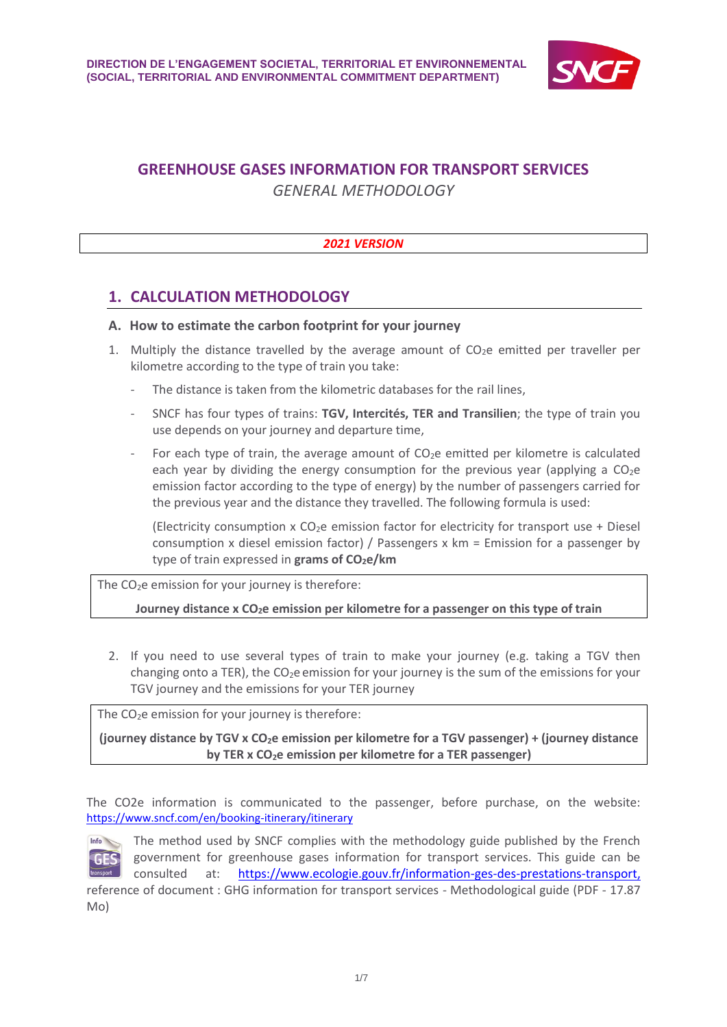**DIRECTION DE L'ENGAGEMENT SOCIETAL, TERRITORIAL ET ENVIRONNEMENTAL (SOCIAL, TERRITORIAL AND ENVIRONMENTAL COMMITMENT DEPARTMENT)**

# GREENHOUSE GASES INFORMATION FOR TRANSPORT SERVICES

*GENERAL METHODOLOGY*

***2021 VERSION***

## 1. CALCULATION METHODOLOGY

### A. How to estimate the carbon footprint for your journey

1. Multiply the distance travelled by the average amount of $CO_2e$ emitted per traveller per kilometre according to the type of train you take:
   - The distance is taken from the kilometric databases for the rail lines,
   - SNCF has four types of trains: **TGV, Intercités, TER and Transilien**; the type of train you use depends on your journey and departure time,
   - For each type of train, the average amount of $CO_2e$ emitted per kilometre is calculated each year by dividing the energy consumption for the previous year (applying a $CO_2e$ emission factor according to the type of energy) by the number of passengers carried for the previous year and the distance they travelled. The following formula is used:

     (Electricity consumption x $CO_2e$ emission factor for electricity for transport use + Diesel consumption x diesel emission factor) / Passengers x km = Emission for a passenger by type of train expressed in **grams of $CO_2e$/km**

> The $CO_2e$ emission for your journey is therefore:
>
> **Journey distance x $CO_2e$ emission per kilometre for a passenger on this type of train**

2. If you need to use several types of train to make your journey (e.g. taking a TGV then changing onto a TER), the $CO_2e$ emission for your journey is the sum of the emissions for your TGV journey and the emissions for your TER journey

> The $CO_2e$ emission for your journey is therefore:
>
> **(journey distance by TGV x $CO_2e$ emission per kilometre for a TGV passenger) + (journey distance by TER x $CO_2e$ emission per kilometre for a TER passenger)**

The CO2e information is communicated to the passenger, before purchase, on the website: https://www.sncf.com/en/booking-itinerary/itinerary

The method used by SNCF complies with the methodology guide published by the French government for greenhouse gases information for transport services. This guide can be consulted at: https://www.ecologie.gouv.fr/information-ges-des-prestations-transport, reference of document : GHG information for transport services - Methodological guide (PDF - 17.87 Mo)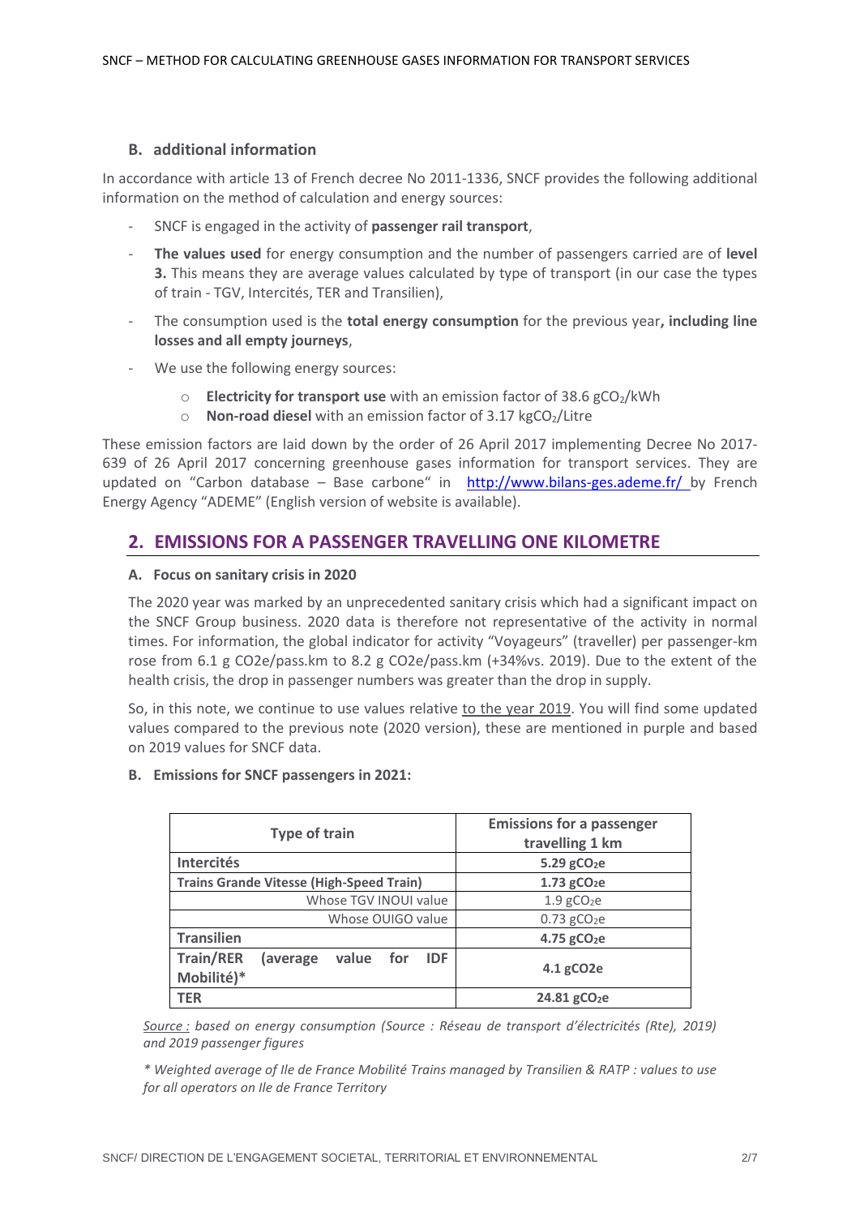### B. additional information

In accordance with article 13 of French decree No 2011-1336, SNCF provides the following additional information on the method of calculation and energy sources:

- SNCF is engaged in the activity of **passenger rail transport**,
- **The values used** for energy consumption and the number of passengers carried are of **level 3.** This means they are average values calculated by type of transport (in our case the types of train - TGV, Intercités, TER and Transilien),
- The consumption used is the **total energy consumption** for the previous year**, including line losses and all empty journeys**,
- We use the following energy sources:
    - **Electricity for transport use** with an emission factor of 38.6 $gCO_2$/kWh
    - **Non-road diesel** with an emission factor of 3.17 $kgCO_2$/Litre

These emission factors are laid down by the order of 26 April 2017 implementing Decree No 2017-639 of 26 April 2017 concerning greenhouse gases information for transport services. They are updated on "Carbon database – Base carbone" in http://www.bilans-ges.ademe.fr/ by French Energy Agency "ADEME" (English version of website is available).

## 2. EMISSIONS FOR A PASSENGER TRAVELLING ONE KILOMETRE

### A. Focus on sanitary crisis in 2020

The 2020 year was marked by an unprecedented sanitary crisis which had a significant impact on the SNCF Group business. 2020 data is therefore not representative of the activity in normal times. For information, the global indicator for activity "Voyageurs" (traveller) per passenger-km rose from 6.1 g CO2e/pass.km to 8.2 g CO2e/pass.km (+34%vs. 2019). Due to the extent of the health crisis, the drop in passenger numbers was greater than the drop in supply.

So, in this note, we continue to use values relative to the year 2019. You will find some updated values compared to the previous note (2020 version), these are mentioned in purple and based on 2019 values for SNCF data.

### B. Emissions for SNCF passengers in 2021:

| Type of train | Emissions for a passenger travelling 1 km |
|---|---|
| **Intercités** | **5.29 $gCO_2e$** |
| **Trains Grande Vitesse (High-Speed Train)** | **1.73 $gCO_2e$** |
| Whose TGV INOUI value | 1.9 $gCO_2e$ |
| Whose OUIGO value | 0.73 $gCO_2e$ |
| **Transilien** | **4.75 $gCO_2e$** |
| **Train/RER (average value for IDF Mobilité)*** | **4.1 gCO2e** |
| **TER** | **24.81 $gCO_2e$** |

*Source : based on energy consumption (Source : Réseau de transport d'électricités (Rte), 2019) and 2019 passenger figures*

*\* Weighted average of Ile de France Mobilité Trains managed by Transilien & RATP : values to use for all operators on Ile de France Territory*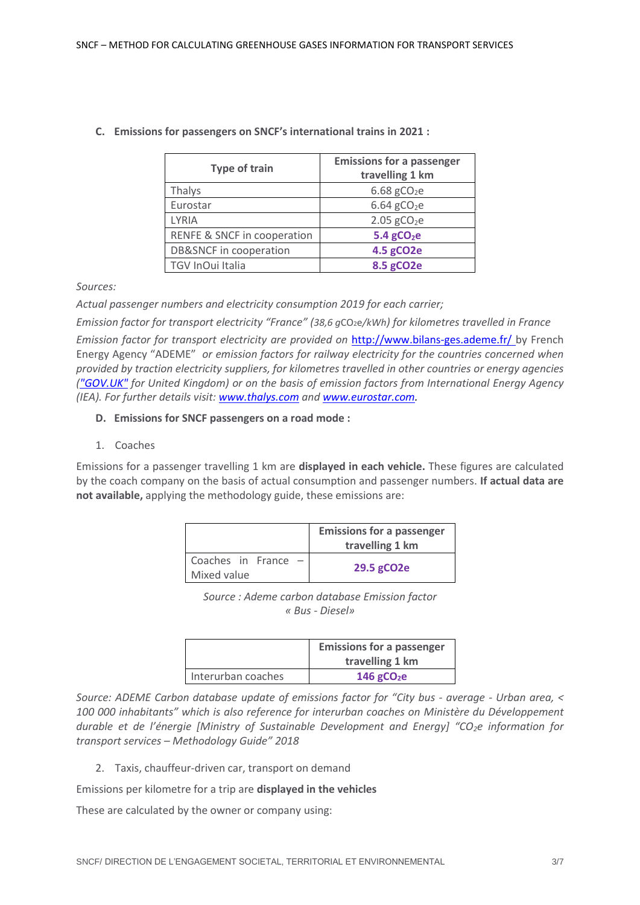### C. Emissions for passengers on SNCF's international trains in 2021 :

| Type of train | Emissions for a passenger travelling 1 km |
|---|---|
| Thalys | 6.68 g$CO_2$e |
| Eurostar | 6.64 g$CO_2$e |
| LYRIA | 2.05 g$CO_2$e |
| RENFE & SNCF in cooperation | **5.4 g$CO_2$e** |
| DB&SNCF in cooperation | **4.5 gCO2e** |
| TGV InOui Italia | **8.5 gCO2e** |

*Sources:*

*Actual passenger numbers and electricity consumption 2019 for each carrier;*

*Emission factor for transport electricity "France" (38,6 g$CO_2$e/kWh) for kilometres travelled in France*

*Emission factor for transport electricity are provided on* http://www.bilans-ges.ademe.fr/ by French Energy Agency "ADEME" *or emission factors for railway electricity for the countries concerned when provided by traction electricity suppliers, for kilometres travelled in other countries or energy agencies ("GOV.UK" for United Kingdom) or on the basis of emission factors from International Energy Agency (IEA). For further details visit: www.thalys.com and www.eurostar.com.*

### D. Emissions for SNCF passengers on a road mode :

1. Coaches

Emissions for a passenger travelling 1 km are **displayed in each vehicle.** These figures are calculated by the coach company on the basis of actual consumption and passenger numbers. **If actual data are not available,** applying the methodology guide, these emissions are:

| | Emissions for a passenger travelling 1 km |
|---|---|
| Coaches in France – Mixed value | **29.5 gCO2e** |

*Source : Ademe carbon database Emission factor « Bus - Diesel»*

| | Emissions for a passenger travelling 1 km |
|---|---|
| Interurban coaches | **146 g$CO_2$e** |

*Source: ADEME Carbon database update of emissions factor for "City bus - average - Urban area, < 100 000 inhabitants" which is also reference for interurban coaches on Ministère du Développement durable et de l'énergie [Ministry of Sustainable Development and Energy] "$CO_2$e information for transport services – Methodology Guide" 2018*

2. Taxis, chauffeur-driven car, transport on demand

Emissions per kilometre for a trip are **displayed in the vehicles**

These are calculated by the owner or company using: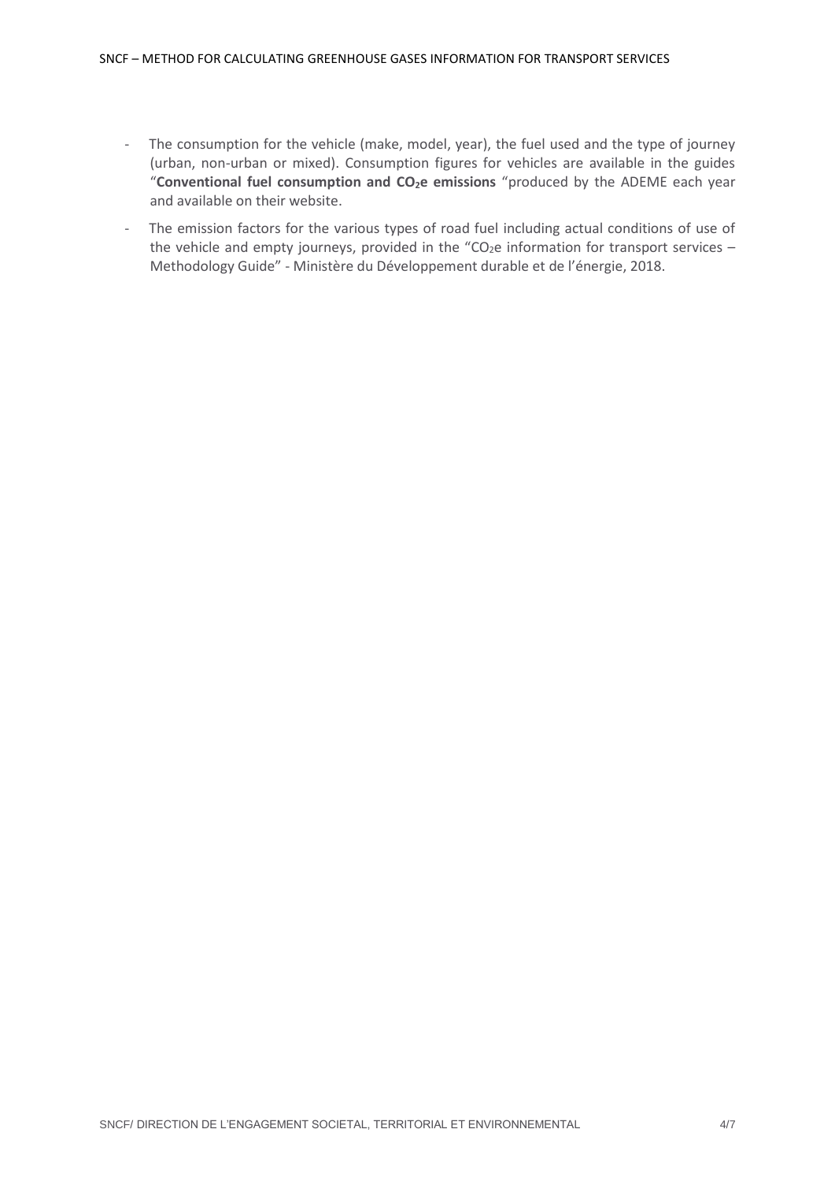- The consumption for the vehicle (make, model, year), the fuel used and the type of journey (urban, non-urban or mixed). Consumption figures for vehicles are available in the guides "**Conventional fuel consumption and $CO_2$e emissions** "produced by the ADEME each year and available on their website.
- The emission factors for the various types of road fuel including actual conditions of use of the vehicle and empty journeys, provided in the "$CO_2$e information for transport services – Methodology Guide" - Ministère du Développement durable et de l'énergie, 2018.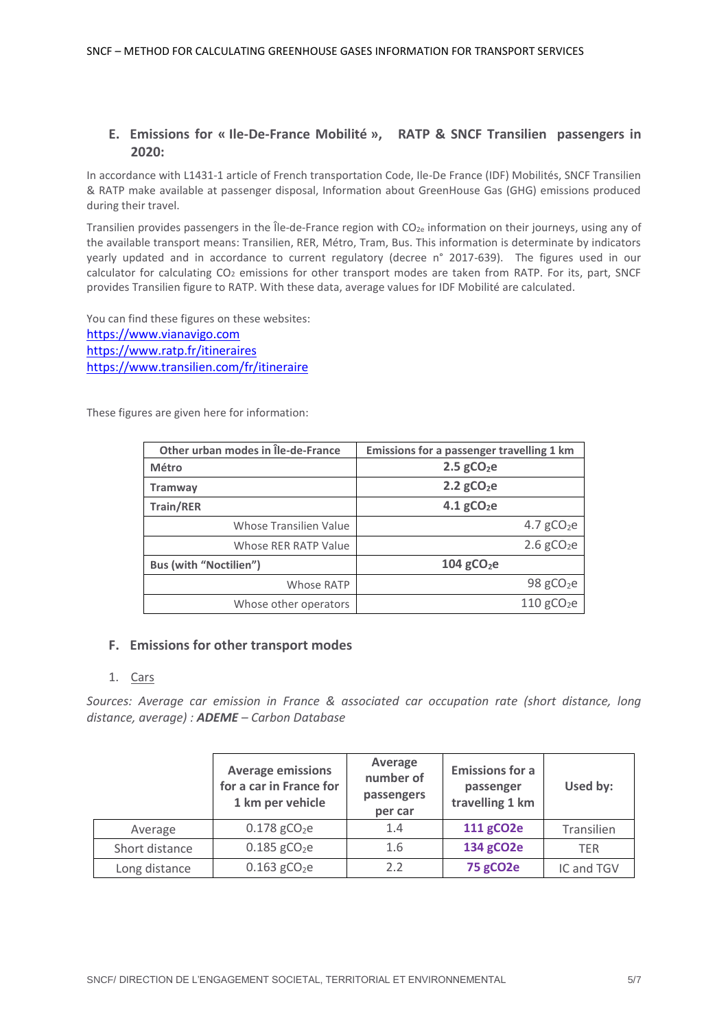## E. Emissions for « Ile-De-France Mobilité », RATP & SNCF Transilien passengers in 2020:

In accordance with L1431-1 article of French transportation Code, Ile-De France (IDF) Mobilités, SNCF Transilien & RATP make available at passenger disposal, Information about GreenHouse Gas (GHG) emissions produced during their travel.

Transilien provides passengers in the Île-de-France region with $CO_{2e}$ information on their journeys, using any of the available transport means: Transilien, RER, Métro, Tram, Bus. This information is determinate by indicators yearly updated and in accordance to current regulatory (decree n° 2017-639). The figures used in our calculator for calculating $CO_2$ emissions for other transport modes are taken from RATP. For its, part, SNCF provides Transilien figure to RATP. With these data, average values for IDF Mobilité are calculated.

You can find these figures on these websites:
https://www.vianavigo.com
https://www.ratp.fr/itineraires
https://www.transilien.com/fr/itineraire

These figures are given here for information:

| Other urban modes in Île-de-France | Emissions for a passenger travelling 1 km |
|---|---|
| **Métro** | **2.5 $gCO_2e$** |
| **Tramway** | **2.2 $gCO_2e$** |
| **Train/RER** | **4.1 $gCO_2e$** |
| Whose Transilien Value | 4.7 $gCO_2e$ |
| Whose RER RATP Value | 2.6 $gCO_2e$ |
| **Bus (with "Noctilien")** | **104 $gCO_2e$** |
| Whose RATP | 98 $gCO_2e$ |
| Whose other operators | 110 $gCO_2e$ |

## F. Emissions for other transport modes

1. Cars

*Sources: Average car emission in France & associated car occupation rate (short distance, long distance, average) : **ADEME** – Carbon Database*

| | Average emissions for a car in France for 1 km per vehicle | Average number of passengers per car | Emissions for a passenger travelling 1 km | Used by: |
|---|---|---|---|---|
| Average | 0.178 $gCO_2e$ | 1.4 | **111 gCO2e** | Transilien |
| Short distance | 0.185 $gCO_2e$ | 1.6 | **134 gCO2e** | TER |
| Long distance | 0.163 $gCO_2e$ | 2.2 | **75 gCO2e** | IC and TGV |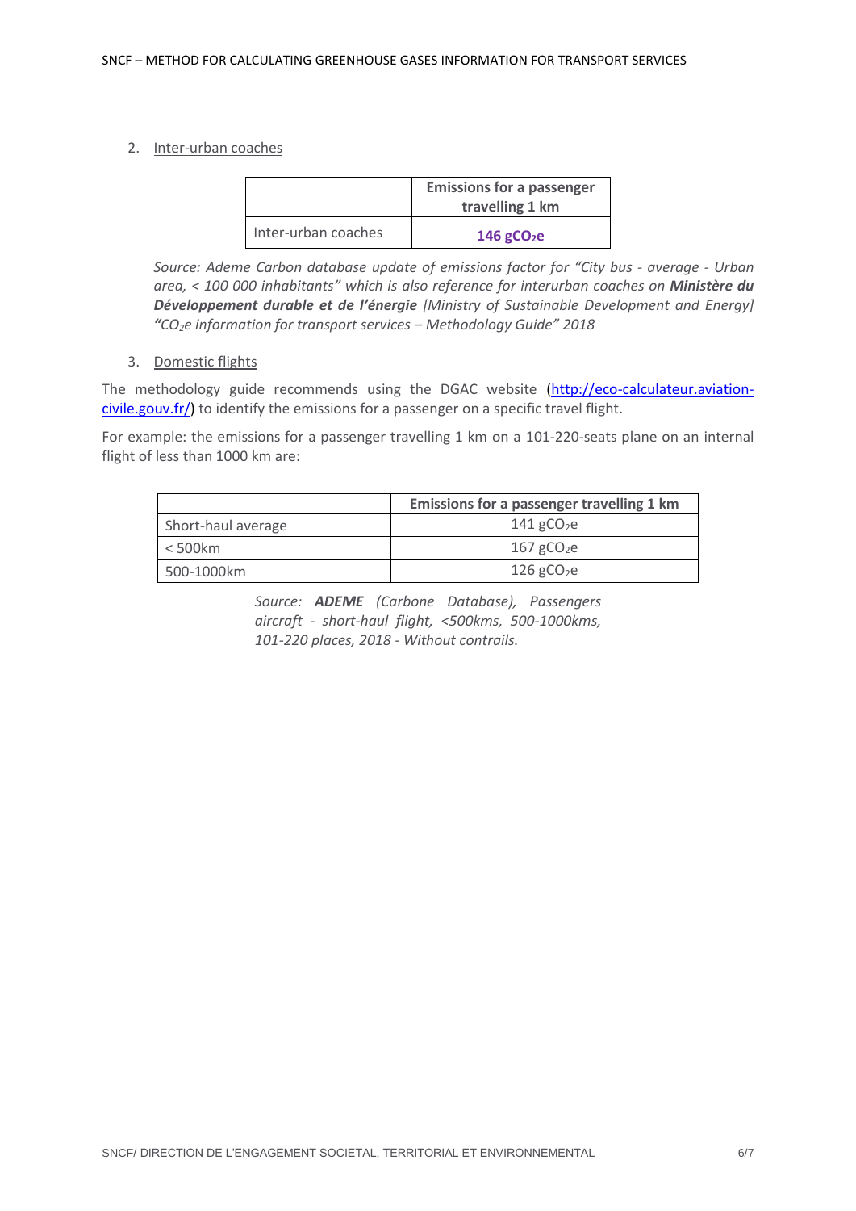2. Inter-urban coaches

| | **Emissions for a passenger travelling 1 km** |
|---|---|
| Inter-urban coaches | **146 g$CO_2$e** |

*Source: Ademe Carbon database update of emissions factor for "City bus - average - Urban area, < 100 000 inhabitants" which is also reference for interurban coaches on* ***Ministère du Développement durable et de l'énergie*** *[Ministry of Sustainable Development and Energy]* ***"****$CO_2$e information for transport services – Methodology Guide" 2018*

3. Domestic flights

The methodology guide recommends using the DGAC website (http://eco-calculateur.aviation-civile.gouv.fr/) to identify the emissions for a passenger on a specific travel flight.

For example: the emissions for a passenger travelling 1 km on a 101-220-seats plane on an internal flight of less than 1000 km are:

| | **Emissions for a passenger travelling 1 km** |
|---|---|
| Short-haul average | 141 g$CO_2$e |
| < 500km | 167 g$CO_2$e |
| 500-1000km | 126 g$CO_2$e |

*Source:* ***ADEME*** *(Carbone Database), Passengers aircraft - short-haul flight, <500kms, 500-1000kms, 101-220 places, 2018 - Without contrails.*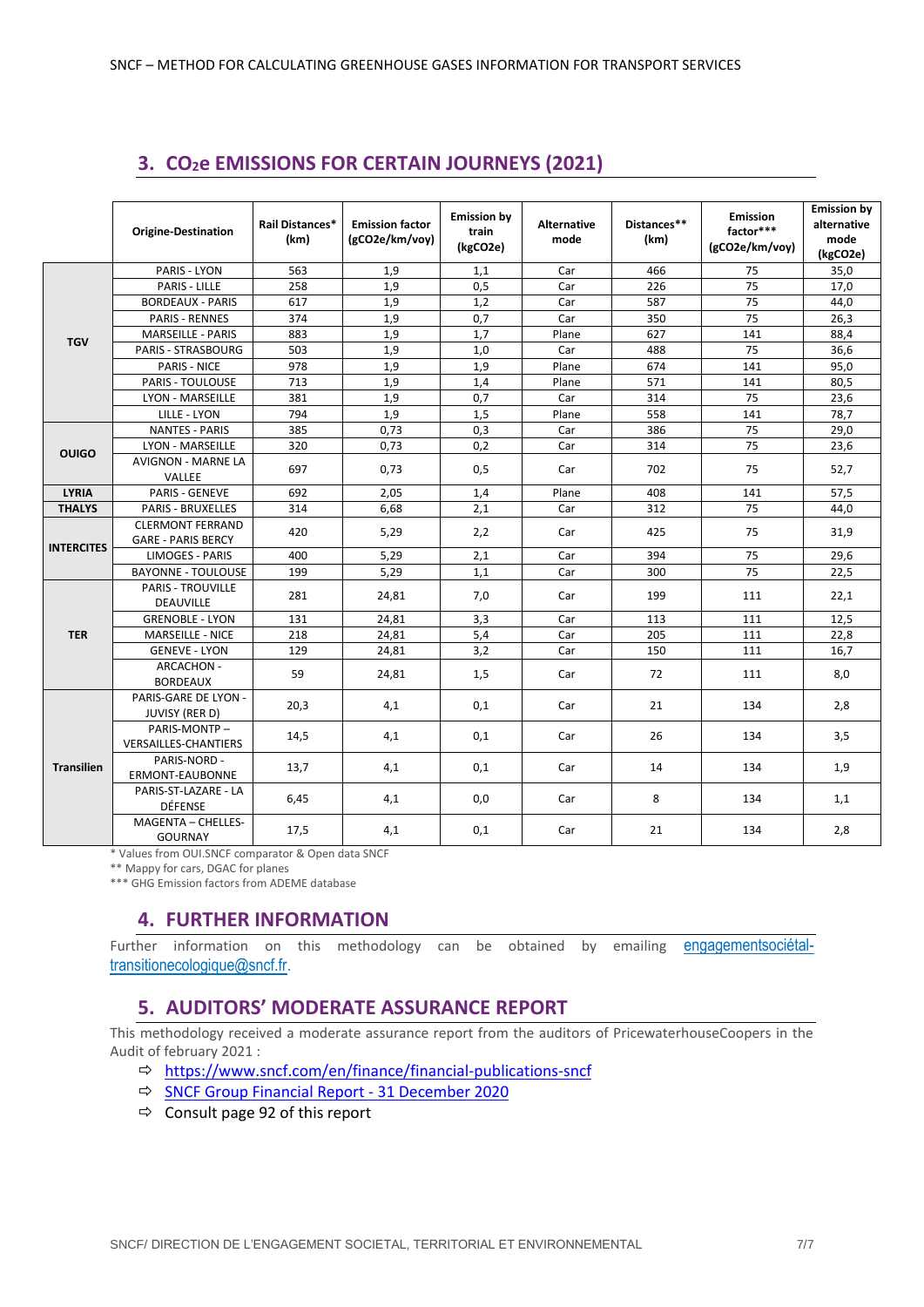## 3. $CO_2e$ EMISSIONS FOR CERTAIN JOURNEYS (2021)

| | Origine-Destination | Rail Distances* (km) | Emission factor (gCO2e/km/voy) | Emission by train (kgCO2e) | Alternative mode | Distances** (km) | Emission factor*** (gCO2e/km/voy) | Emission by alternative mode (kgCO2e) |
|---|---|---|---|---|---|---|---|---|
| TGV | PARIS - LYON | 563 | 1,9 | 1,1 | Car | 466 | 75 | 35,0 |
| | PARIS - LILLE | 258 | 1,9 | 0,5 | Car | 226 | 75 | 17,0 |
| | BORDEAUX - PARIS | 617 | 1,9 | 1,2 | Car | 587 | 75 | 44,0 |
| | PARIS - RENNES | 374 | 1,9 | 0,7 | Car | 350 | 75 | 26,3 |
| | MARSEILLE - PARIS | 883 | 1,9 | 1,7 | Plane | 627 | 141 | 88,4 |
| | PARIS - STRASBOURG | 503 | 1,9 | 1,0 | Car | 488 | 75 | 36,6 |
| | PARIS - NICE | 978 | 1,9 | 1,9 | Plane | 674 | 141 | 95,0 |
| | PARIS - TOULOUSE | 713 | 1,9 | 1,4 | Plane | 571 | 141 | 80,5 |
| | LYON - MARSEILLE | 381 | 1,9 | 0,7 | Car | 314 | 75 | 23,6 |
| | LILLE - LYON | 794 | 1,9 | 1,5 | Plane | 558 | 141 | 78,7 |
| OUIGO | NANTES - PARIS | 385 | 0,73 | 0,3 | Car | 386 | 75 | 29,0 |
| | LYON - MARSEILLE | 320 | 0,73 | 0,2 | Car | 314 | 75 | 23,6 |
| | AVIGNON - MARNE LA VALLEE | 697 | 0,73 | 0,5 | Car | 702 | 75 | 52,7 |
| LYRIA | PARIS - GENEVE | 692 | 2,05 | 1,4 | Plane | 408 | 141 | 57,5 |
| THALYS | PARIS - BRUXELLES | 314 | 6,68 | 2,1 | Car | 312 | 75 | 44,0 |
| INTERCITES | CLERMONT FERRAND GARE - PARIS BERCY | 420 | 5,29 | 2,2 | Car | 425 | 75 | 31,9 |
| | LIMOGES - PARIS | 400 | 5,29 | 2,1 | Car | 394 | 75 | 29,6 |
| | BAYONNE - TOULOUSE | 199 | 5,29 | 1,1 | Car | 300 | 75 | 22,5 |
| TER | PARIS - TROUVILLE DEAUVILLE | 281 | 24,81 | 7,0 | Car | 199 | 111 | 22,1 |
| | GRENOBLE - LYON | 131 | 24,81 | 3,3 | Car | 113 | 111 | 12,5 |
| | MARSEILLE - NICE | 218 | 24,81 | 5,4 | Car | 205 | 111 | 22,8 |
| | GENEVE - LYON | 129 | 24,81 | 3,2 | Car | 150 | 111 | 16,7 |
| | ARCACHON - BORDEAUX | 59 | 24,81 | 1,5 | Car | 72 | 111 | 8,0 |
| Transilien | PARIS-GARE DE LYON - JUVISY (RER D) | 20,3 | 4,1 | 0,1 | Car | 21 | 134 | 2,8 |
| | PARIS-MONTP – VERSAILLES-CHANTIERS | 14,5 | 4,1 | 0,1 | Car | 26 | 134 | 3,5 |
| | PARIS-NORD - ERMONT-EAUBONNE | 13,7 | 4,1 | 0,1 | Car | 14 | 134 | 1,9 |
| | PARIS-ST-LAZARE - LA DÉFENSE | 6,45 | 4,1 | 0,0 | Car | 8 | 134 | 1,1 |
| | MAGENTA – CHELLES-GOURNAY | 17,5 | 4,1 | 0,1 | Car | 21 | 134 | 2,8 |

\* Values from OUI.SNCF comparator & Open data SNCF

\*\* Mappy for cars, DGAC for planes

\*\*\* GHG Emission factors from ADEME database

## 4. FURTHER INFORMATION

Further information on this methodology can be obtained by emailing engagementsociétal-transitionecologique@sncf.fr.

## 5. AUDITORS' MODERATE ASSURANCE REPORT

This methodology received a moderate assurance report from the auditors of PricewaterhouseCoopers in the Audit of february 2021 :

- ⇨ https://www.sncf.com/en/finance/financial-publications-sncf
- ⇨ SNCF Group Financial Report - 31 December 2020
- ⇨ Consult page 92 of this report